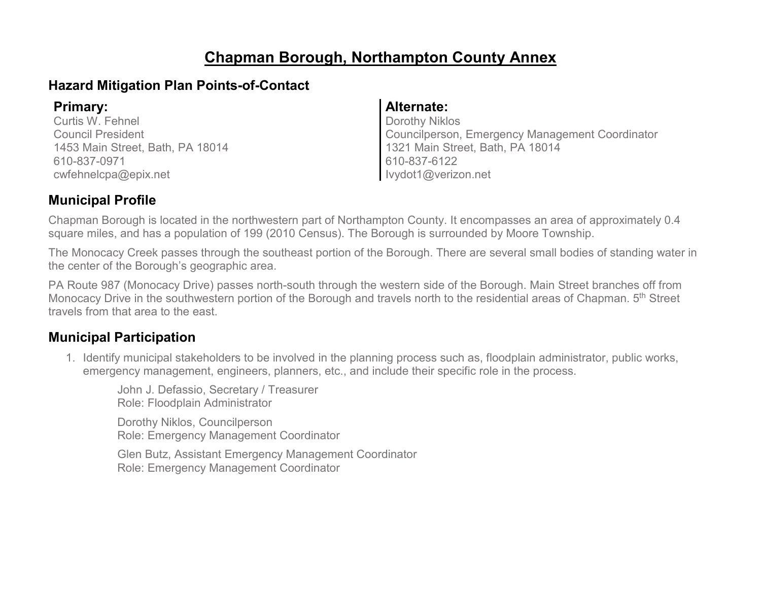# Chapman Borough, Northampton County Annex

## Hazard Mitigation Plan Points-of-Contact

**Primary:**
Curtis W. Fehnel
Council President
1453 Main Street, Bath, PA 18014
610-837-0971
cwfehnelcpa@epix.net

**Alternate:**
Dorothy Niklos
Councilperson, Emergency Management Coordinator
1321 Main Street, Bath, PA 18014
610-837-6122
Ivydot1@verizon.net

## Municipal Profile

Chapman Borough is located in the northwestern part of Northampton County. It encompasses an area of approximately 0.4 square miles, and has a population of 199 (2010 Census). The Borough is surrounded by Moore Township.

The Monocacy Creek passes through the southeast portion of the Borough. There are several small bodies of standing water in the center of the Borough's geographic area.

PA Route 987 (Monocacy Drive) passes north-south through the western side of the Borough. Main Street branches off from Monocacy Drive in the southwestern portion of the Borough and travels north to the residential areas of Chapman. 5th Street travels from that area to the east.

## Municipal Participation

1. Identify municipal stakeholders to be involved in the planning process such as, floodplain administrator, public works, emergency management, engineers, planners, etc., and include their specific role in the process.

   John J. Defassio, Secretary / Treasurer
   Role: Floodplain Administrator

   Dorothy Niklos, Councilperson
   Role: Emergency Management Coordinator

   Glen Butz, Assistant Emergency Management Coordinator
   Role: Emergency Management Coordinator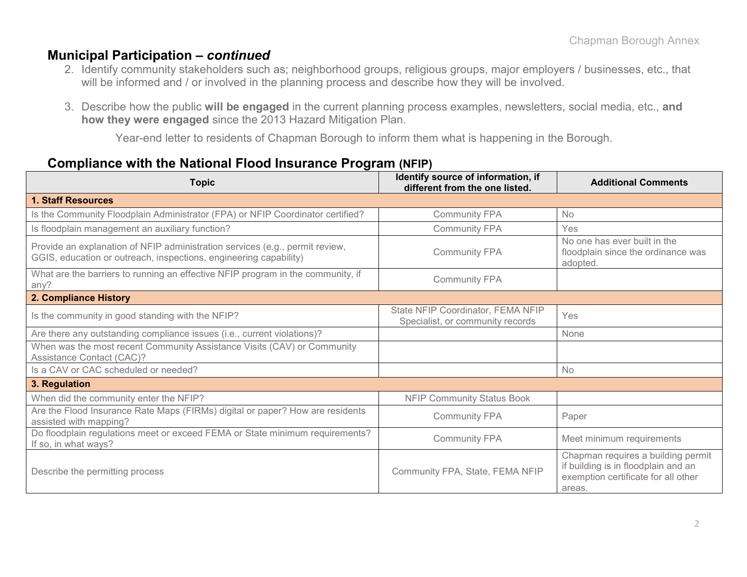## Municipal Participation – *continued*

2. Identify community stakeholders such as; neighborhood groups, religious groups, major employers / businesses, etc., that will be informed and / or involved in the planning process and describe how they will be involved.

3. Describe how the public **will be engaged** in the current planning process examples, newsletters, social media, etc., **and how they were engaged** since the 2013 Hazard Mitigation Plan.

   Year-end letter to residents of Chapman Borough to inform them what is happening in the Borough.

## Compliance with the National Flood Insurance Program (NFIP)

| Topic | Identify source of information, if different from the one listed. | Additional Comments |
|---|---|---|
| **1. Staff Resources** | | |
| Is the Community Floodplain Administrator (FPA) or NFIP Coordinator certified? | Community FPA | No |
| Is floodplain management an auxiliary function? | Community FPA | Yes |
| Provide an explanation of NFIP administration services (e.g., permit review, GGIS, education or outreach, inspections, engineering capability) | Community FPA | No one has ever built in the floodplain since the ordinance was adopted. |
| What are the barriers to running an effective NFIP program in the community, if any? | Community FPA | |
| **2. Compliance History** | | |
| Is the community in good standing with the NFIP? | State NFIP Coordinator, FEMA NFIP Specialist, or community records | Yes |
| Are there any outstanding compliance issues (i.e., current violations)? | | None |
| When was the most recent Community Assistance Visits (CAV) or Community Assistance Contact (CAC)? | | |
| Is a CAV or CAC scheduled or needed? | | No |
| **3. Regulation** | | |
| When did the community enter the NFIP? | NFIP Community Status Book | |
| Are the Flood Insurance Rate Maps (FIRMs) digital or paper? How are residents assisted with mapping? | Community FPA | Paper |
| Do floodplain regulations meet or exceed FEMA or State minimum requirements? If so, in what ways? | Community FPA | Meet minimum requirements |
| Describe the permitting process | Community FPA, State, FEMA NFIP | Chapman requires a building permit if building is in floodplain and an exemption certificate for all other areas. |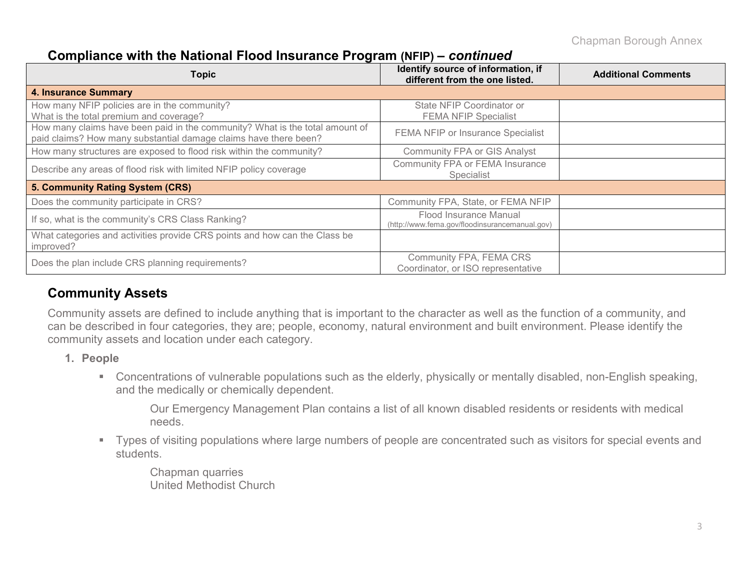## Compliance with the National Flood Insurance Program (NFIP) – *continued*

| Topic | Identify source of information, if different from the one listed. | Additional Comments |
|---|---|---|
| **4. Insurance Summary** | | |
| How many NFIP policies are in the community? What is the total premium and coverage? | State NFIP Coordinator or FEMA NFIP Specialist | |
| How many claims have been paid in the community? What is the total amount of paid claims? How many substantial damage claims have there been? | FEMA NFIP or Insurance Specialist | |
| How many structures are exposed to flood risk within the community? | Community FPA or GIS Analyst | |
| Describe any areas of flood risk with limited NFIP policy coverage | Community FPA or FEMA Insurance Specialist | |
| **5. Community Rating System (CRS)** | | |
| Does the community participate in CRS? | Community FPA, State, or FEMA NFIP | |
| If so, what is the community's CRS Class Ranking? | Flood Insurance Manual (http://www.fema.gov/floodinsurancemanual.gov) | |
| What categories and activities provide CRS points and how can the Class be improved? | | |
| Does the plan include CRS planning requirements? | Community FPA, FEMA CRS Coordinator, or ISO representative | |

## Community Assets

Community assets are defined to include anything that is important to the character as well as the function of a community, and can be described in four categories, they are; people, economy, natural environment and built environment. Please identify the community assets and location under each category.

1. **People**
   - Concentrations of vulnerable populations such as the elderly, physically or mentally disabled, non-English speaking, and the medically or chemically dependent.

     Our Emergency Management Plan contains a list of all known disabled residents or residents with medical needs.

   - Types of visiting populations where large numbers of people are concentrated such as visitors for special events and students.

     Chapman quarries
     United Methodist Church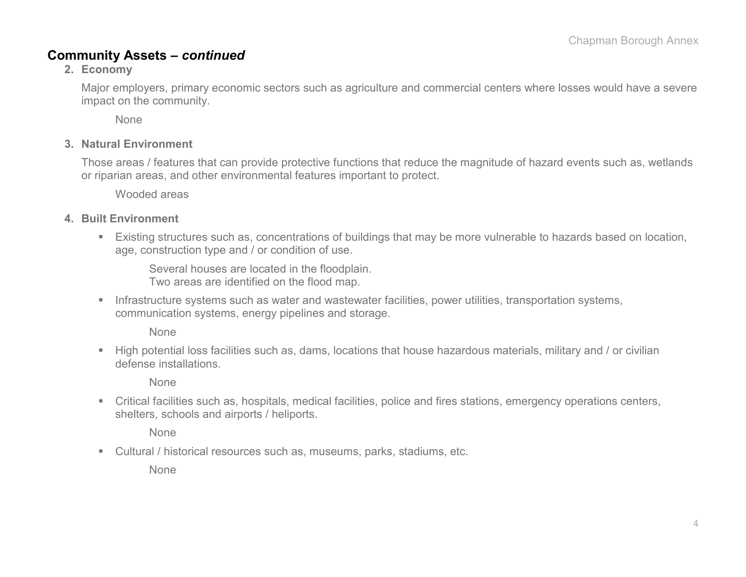## Community Assets – *continued*

2. **Economy**

   Major employers, primary economic sectors such as agriculture and commercial centers where losses would have a severe impact on the community.

   None

3. **Natural Environment**

   Those areas / features that can provide protective functions that reduce the magnitude of hazard events such as, wetlands or riparian areas, and other environmental features important to protect.

   Wooded areas

4. **Built Environment**

   - Existing structures such as, concentrations of buildings that may be more vulnerable to hazards based on location, age, construction type and / or condition of use.

     Several houses are located in the floodplain.
     Two areas are identified on the flood map.

   - Infrastructure systems such as water and wastewater facilities, power utilities, transportation systems, communication systems, energy pipelines and storage.

     None

   - High potential loss facilities such as, dams, locations that house hazardous materials, military and / or civilian defense installations.

     None

   - Critical facilities such as, hospitals, medical facilities, police and fires stations, emergency operations centers, shelters, schools and airports / heliports.

     None

   - Cultural / historical resources such as, museums, parks, stadiums, etc.

     None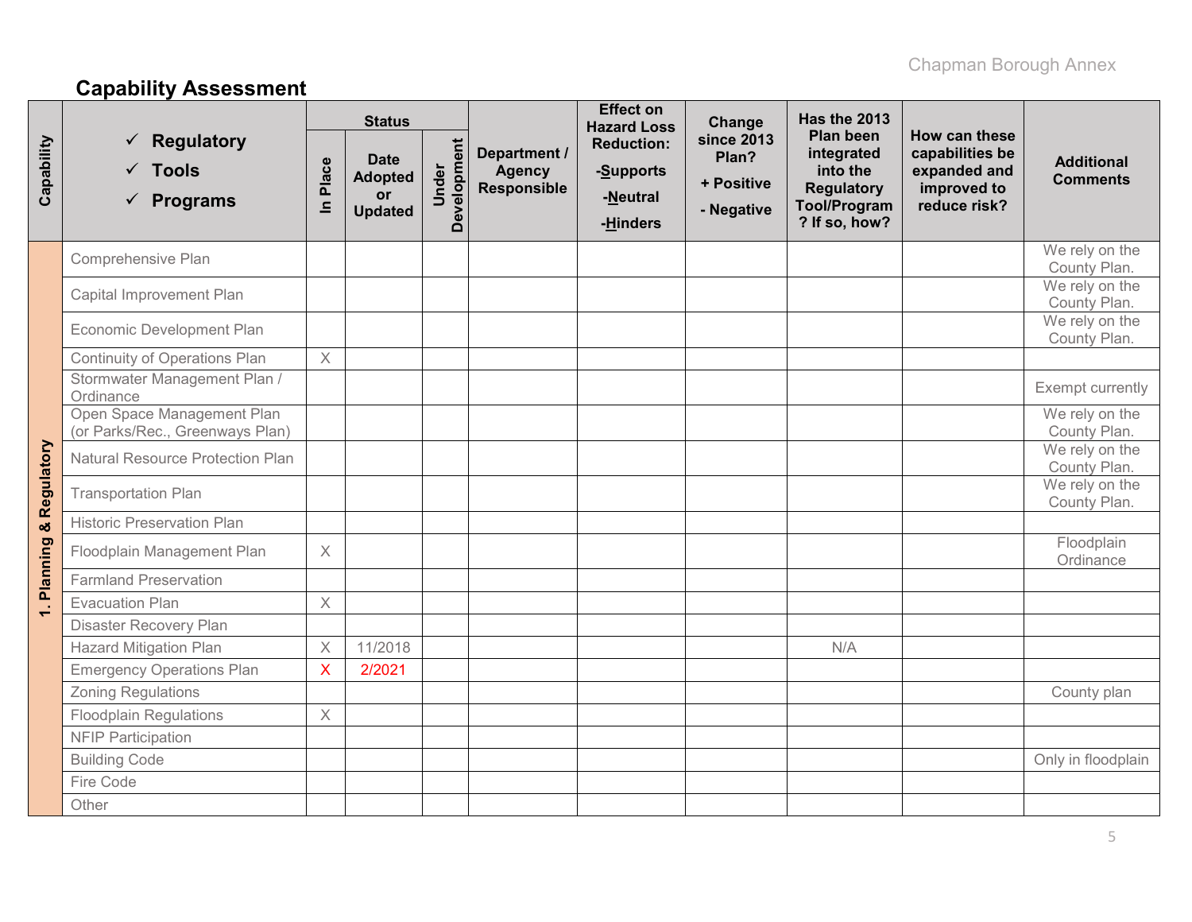## Capability Assessment

| Capability | ✓ Regulatory ✓ Tools ✓ Programs | Status | | | Department / Agency Responsible | Effect on Hazard Loss Reduction: -Supports -Neutral -Hinders | Change since 2013 Plan? + Positive - Negative | Has the 2013 Plan been integrated into the Regulatory Tool/Program? If so, how? | How can these capabilities be expanded and improved to reduce risk? | Additional Comments |
|---|---|---|---|---|---|---|---|---|---|---|
| | | In Place | Date Adopted or Updated | Under Development | | | | | | |
| 1. Planning & Regulatory | Comprehensive Plan | | | | | | | | | We rely on the County Plan. |
| | Capital Improvement Plan | | | | | | | | | We rely on the County Plan. |
| | Economic Development Plan | | | | | | | | | We rely on the County Plan. |
| | Continuity of Operations Plan | X | | | | | | | | |
| | Stormwater Management Plan / Ordinance | | | | | | | | | Exempt currently |
| | Open Space Management Plan (or Parks/Rec., Greenways Plan) | | | | | | | | | We rely on the County Plan. |
| | Natural Resource Protection Plan | | | | | | | | | We rely on the County Plan. |
| | Transportation Plan | | | | | | | | | We rely on the County Plan. |
| | Historic Preservation Plan | | | | | | | | | |
| | Floodplain Management Plan | X | | | | | | | | Floodplain Ordinance |
| | Farmland Preservation | | | | | | | | | |
| | Evacuation Plan | X | | | | | | | | |
| | Disaster Recovery Plan | | | | | | | | | |
| | Hazard Mitigation Plan | X | 11/2018 | | | | | N/A | | |
| | Emergency Operations Plan | X | 2/2021 | | | | | | | |
| | Zoning Regulations | | | | | | | | | County plan |
| | Floodplain Regulations | X | | | | | | | | |
| | NFIP Participation | | | | | | | | | |
| | Building Code | | | | | | | | | Only in floodplain |
| | Fire Code | | | | | | | | | |
| | Other | | | | | | | | | |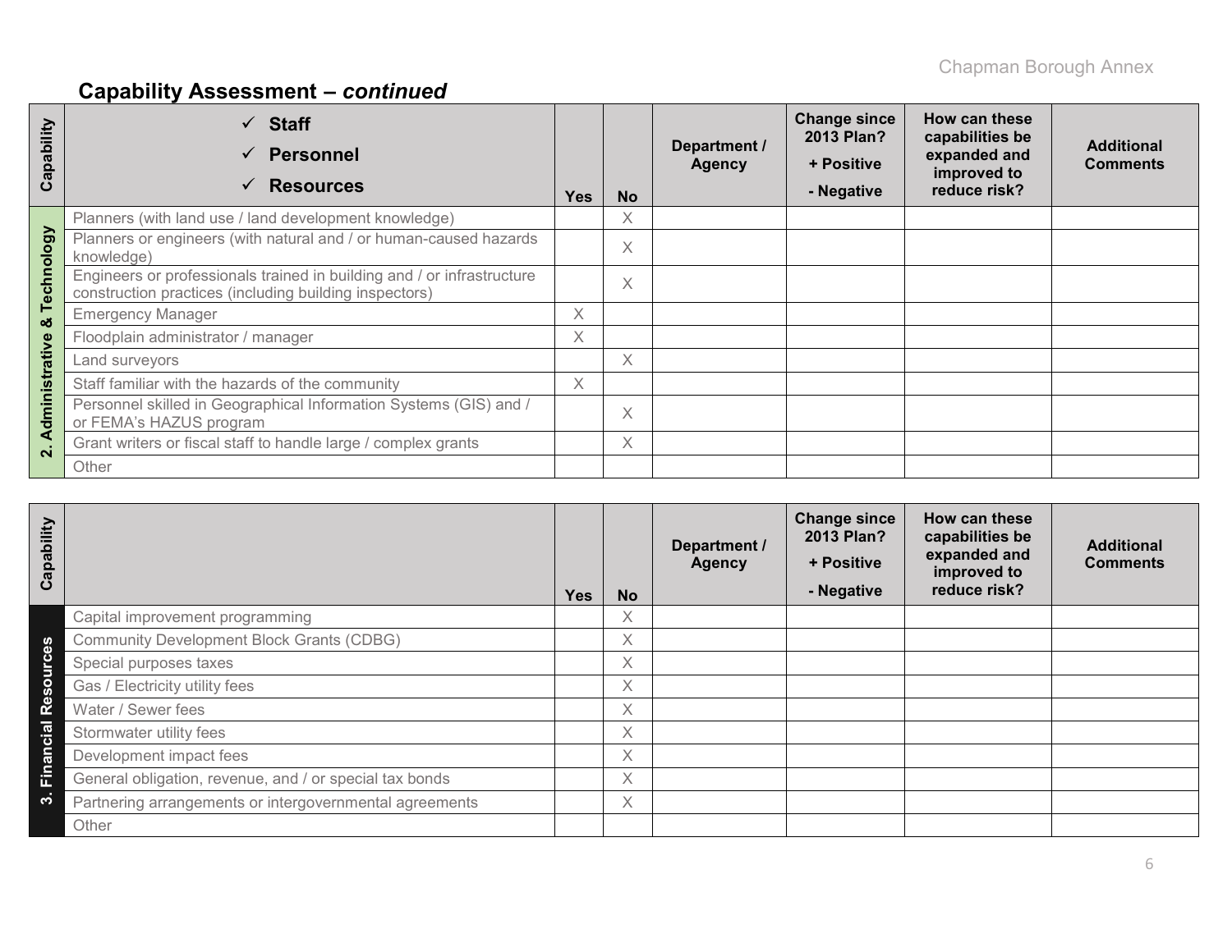## Capability Assessment – *continued*

| Capability | ✓ **Staff** ✓ **Personnel** ✓ **Resources** | Yes | No | Department / Agency | Change since 2013 Plan? + Positive - Negative | How can these capabilities be expanded and improved to reduce risk? | Additional Comments |
|---|---|---|---|---|---|---|---|
| 2. Administrative & Technology | Planners (with land use / land development knowledge) | | X | | | | |
| | Planners or engineers (with natural and / or human-caused hazards knowledge) | | X | | | | |
| | Engineers or professionals trained in building and / or infrastructure construction practices (including building inspectors) | | X | | | | |
| | Emergency Manager | X | | | | | |
| | Floodplain administrator / manager | X | | | | | |
| | Land surveyors | | X | | | | |
| | Staff familiar with the hazards of the community | X | | | | | |
| | Personnel skilled in Geographical Information Systems (GIS) and / or FEMA's HAZUS program | | X | | | | |
| | Grant writers or fiscal staff to handle large / complex grants | | X | | | | |
| | Other | | | | | | |

| Capability | | Yes | No | Department / Agency | Change since 2013 Plan? + Positive - Negative | How can these capabilities be expanded and improved to reduce risk? | Additional Comments |
|---|---|---|---|---|---|---|---|
| 3. Financial Resources | Capital improvement programming | | X | | | | |
| | Community Development Block Grants (CDBG) | | X | | | | |
| | Special purposes taxes | | X | | | | |
| | Gas / Electricity utility fees | | X | | | | |
| | Water / Sewer fees | | X | | | | |
| | Stormwater utility fees | | X | | | | |
| | Development impact fees | | X | | | | |
| | General obligation, revenue, and / or special tax bonds | | X | | | | |
| | Partnering arrangements or intergovernmental agreements | | X | | | | |
| | Other | | | | | | |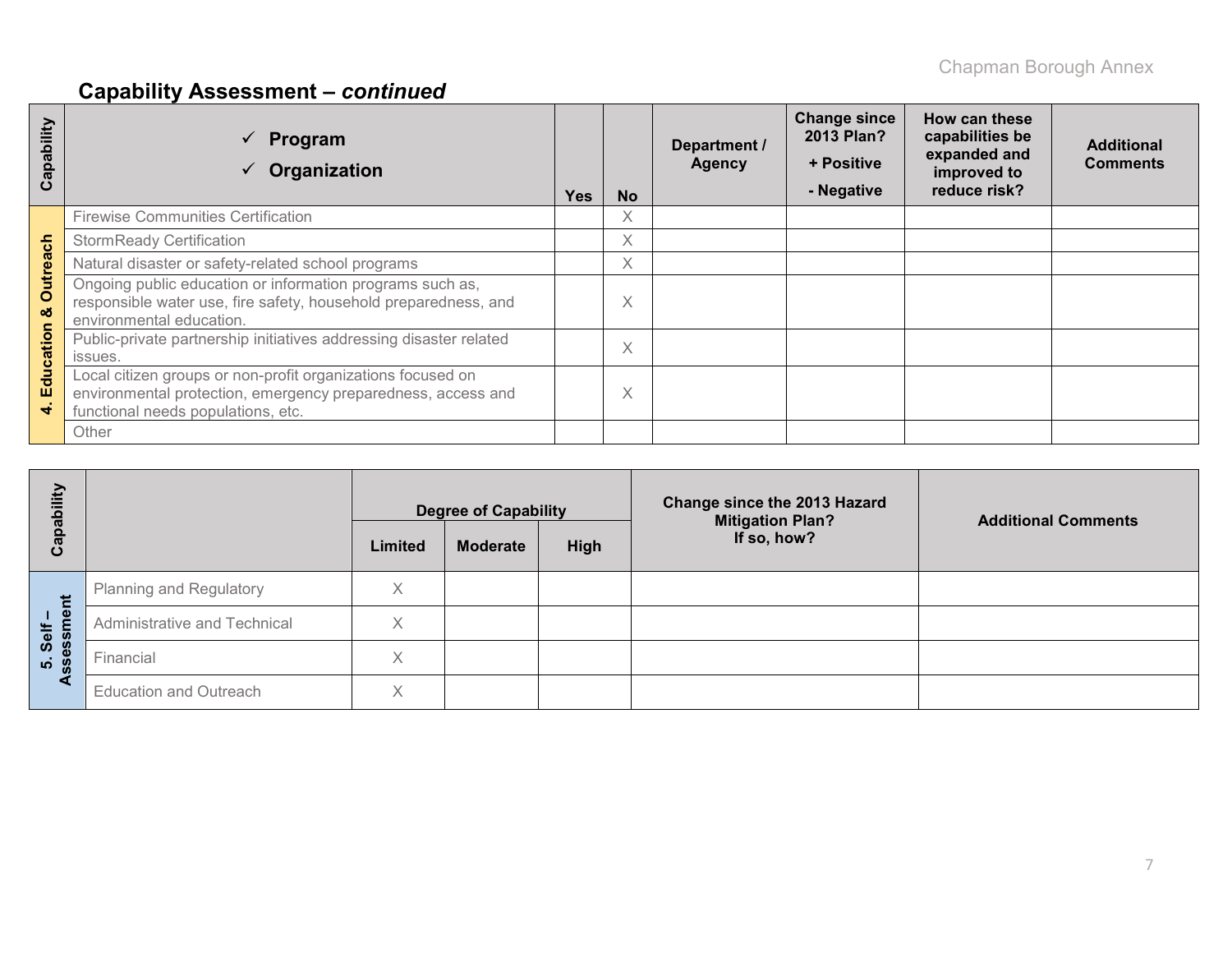## Capability Assessment – *continued*

| Capability | ✓ Program<br>✓ Organization | Yes | No | Department / Agency | Change since 2013 Plan?<br>+ Positive<br>- Negative | How can these capabilities be expanded and improved to reduce risk? | Additional Comments |
|---|---|---|---|---|---|---|---|
| 4. Education & Outreach | Firewise Communities Certification | | X | | | | |
| | StormReady Certification | | X | | | | |
| | Natural disaster or safety-related school programs | | X | | | | |
| | Ongoing public education or information programs such as, responsible water use, fire safety, household preparedness, and environmental education. | | X | | | | |
| | Public-private partnership initiatives addressing disaster related issues. | | X | | | | |
| | Local citizen groups or non-profit organizations focused on environmental protection, emergency preparedness, access and functional needs populations, etc. | | X | | | | |
| | Other | | | | | | |

| Capability | | Degree of Capability | | | Change since the 2013 Hazard Mitigation Plan? If so, how? | Additional Comments |
|---|---|---|---|---|---|---|
| | | Limited | Moderate | High | | |
| 5. Self – Assessment | Planning and Regulatory | X | | | | |
| | Administrative and Technical | X | | | | |
| | Financial | X | | | | |
| | Education and Outreach | X | | | | |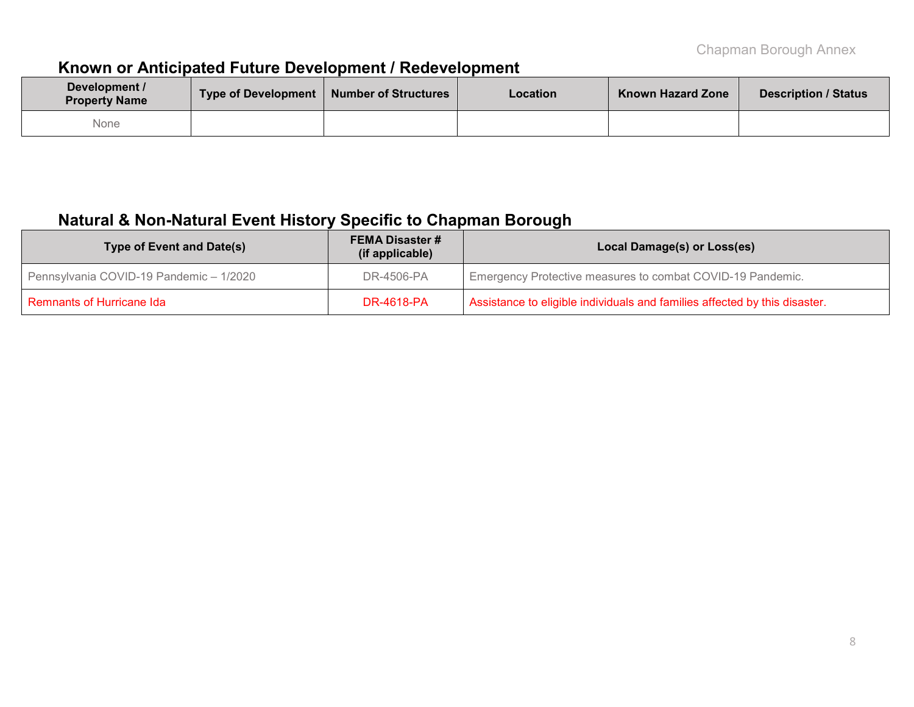## Known or Anticipated Future Development / Redevelopment

| Development / Property Name | Type of Development | Number of Structures | Location | Known Hazard Zone | Description / Status |
|---|---|---|---|---|---|
| None | | | | | |

## Natural & Non-Natural Event History Specific to Chapman Borough

| Type of Event and Date(s) | FEMA Disaster # (if applicable) | Local Damage(s) or Loss(es) |
|---|---|---|
| Pennsylvania COVID-19 Pandemic – 1/2020 | DR-4506-PA | Emergency Protective measures to combat COVID-19 Pandemic. |
| Remnants of Hurricane Ida | DR-4618-PA | Assistance to eligible individuals and families affected by this disaster. |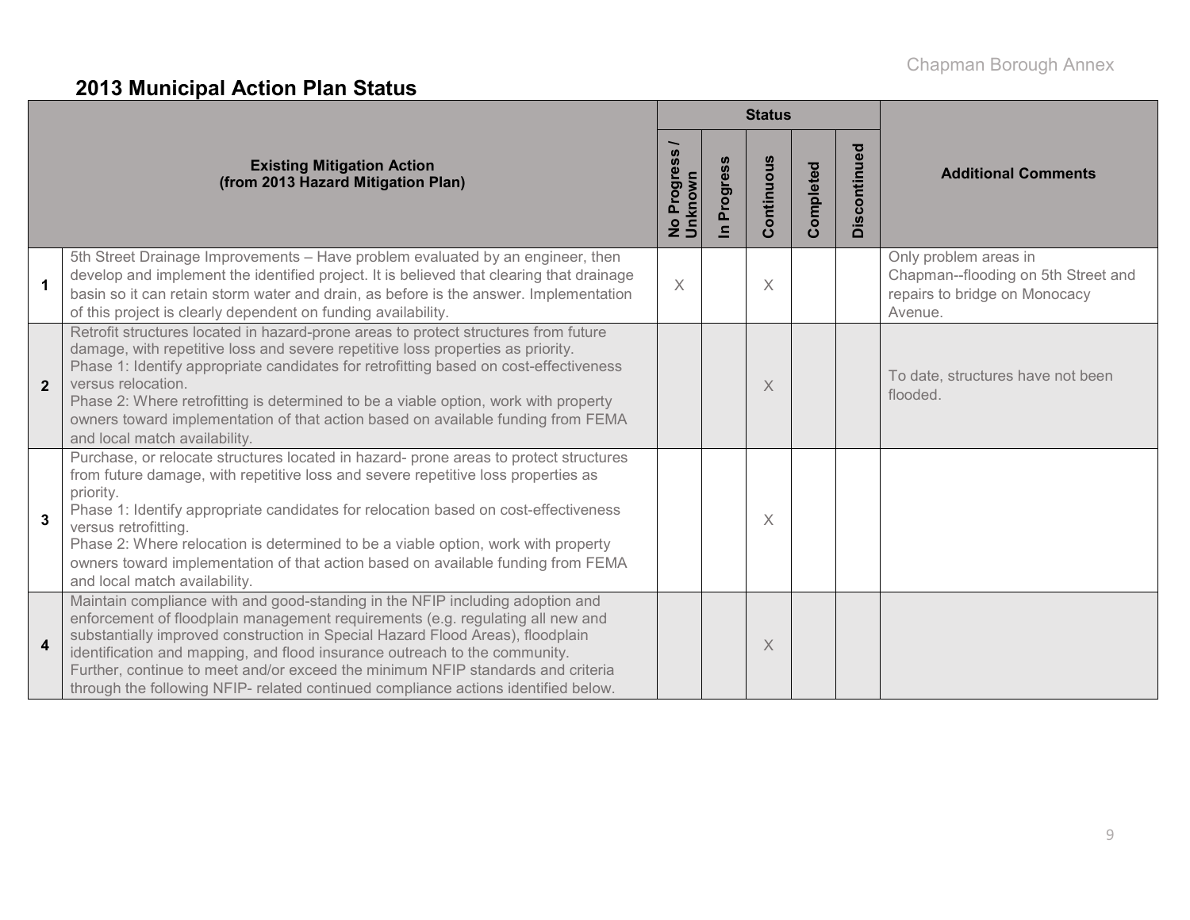## 2013 Municipal Action Plan Status

| | Existing Mitigation Action (from 2013 Hazard Mitigation Plan) | Status | | | | | Additional Comments |
|---|---|---|---|---|---|---|---|
| | | No Progress / Unknown | In Progress | Continuous | Completed | Discontinued | |
| 1 | 5th Street Drainage Improvements – Have problem evaluated by an engineer, then develop and implement the identified project. It is believed that clearing that drainage basin so it can retain storm water and drain, as before is the answer. Implementation of this project is clearly dependent on funding availability. | X | | X | | | Only problem areas in Chapman--flooding on 5th Street and repairs to bridge on Monocacy Avenue. |
| 2 | Retrofit structures located in hazard-prone areas to protect structures from future damage, with repetitive loss and severe repetitive loss properties as priority.<br>Phase 1: Identify appropriate candidates for retrofitting based on cost-effectiveness versus relocation.<br>Phase 2: Where retrofitting is determined to be a viable option, work with property owners toward implementation of that action based on available funding from FEMA and local match availability. | | | X | | | To date, structures have not been flooded. |
| 3 | Purchase, or relocate structures located in hazard- prone areas to protect structures from future damage, with repetitive loss and severe repetitive loss properties as priority.<br>Phase 1: Identify appropriate candidates for relocation based on cost-effectiveness versus retrofitting.<br>Phase 2: Where relocation is determined to be a viable option, work with property owners toward implementation of that action based on available funding from FEMA and local match availability. | | | X | | | |
| 4 | Maintain compliance with and good-standing in the NFIP including adoption and enforcement of floodplain management requirements (e.g. regulating all new and substantially improved construction in Special Hazard Flood Areas), floodplain identification and mapping, and flood insurance outreach to the community.<br>Further, continue to meet and/or exceed the minimum NFIP standards and criteria through the following NFIP- related continued compliance actions identified below. | | | X | | | |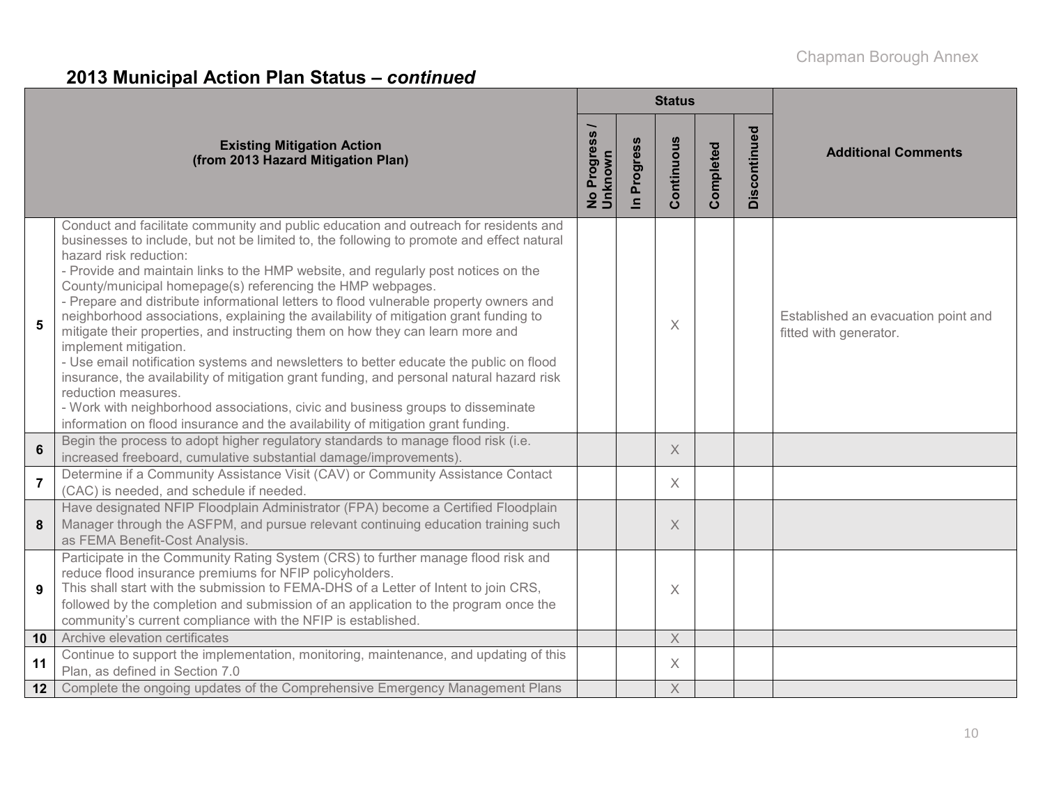## 2013 Municipal Action Plan Status – *continued*

| | Existing Mitigation Action (from 2013 Hazard Mitigation Plan) | Status | | | | | Additional Comments |
|---|---|---|---|---|---|---|---|
| | | No Progress / Unknown | In Progress | Continuous | Completed | Discontinued | |
| 5 | Conduct and facilitate community and public education and outreach for residents and businesses to include, but not be limited to, the following to promote and effect natural hazard risk reduction:<br>- Provide and maintain links to the HMP website, and regularly post notices on the County/municipal homepage(s) referencing the HMP webpages.<br>- Prepare and distribute informational letters to flood vulnerable property owners and neighborhood associations, explaining the availability of mitigation grant funding to mitigate their properties, and instructing them on how they can learn more and implement mitigation.<br>- Use email notification systems and newsletters to better educate the public on flood insurance, the availability of mitigation grant funding, and personal natural hazard risk reduction measures.<br>- Work with neighborhood associations, civic and business groups to disseminate information on flood insurance and the availability of mitigation grant funding. | | | X | | | Established an evacuation point and fitted with generator. |
| 6 | Begin the process to adopt higher regulatory standards to manage flood risk (i.e. increased freeboard, cumulative substantial damage/improvements). | | | X | | | |
| 7 | Determine if a Community Assistance Visit (CAV) or Community Assistance Contact (CAC) is needed, and schedule if needed. | | | X | | | |
| 8 | Have designated NFIP Floodplain Administrator (FPA) become a Certified Floodplain Manager through the ASFPM, and pursue relevant continuing education training such as FEMA Benefit-Cost Analysis. | | | X | | | |
| 9 | Participate in the Community Rating System (CRS) to further manage flood risk and reduce flood insurance premiums for NFIP policyholders.<br>This shall start with the submission to FEMA-DHS of a Letter of Intent to join CRS, followed by the completion and submission of an application to the program once the community's current compliance with the NFIP is established. | | | X | | | |
| 10 | Archive elevation certificates | | | X | | | |
| 11 | Continue to support the implementation, monitoring, maintenance, and updating of this Plan, as defined in Section 7.0 | | | X | | | |
| 12 | Complete the ongoing updates of the Comprehensive Emergency Management Plans | | | X | | | |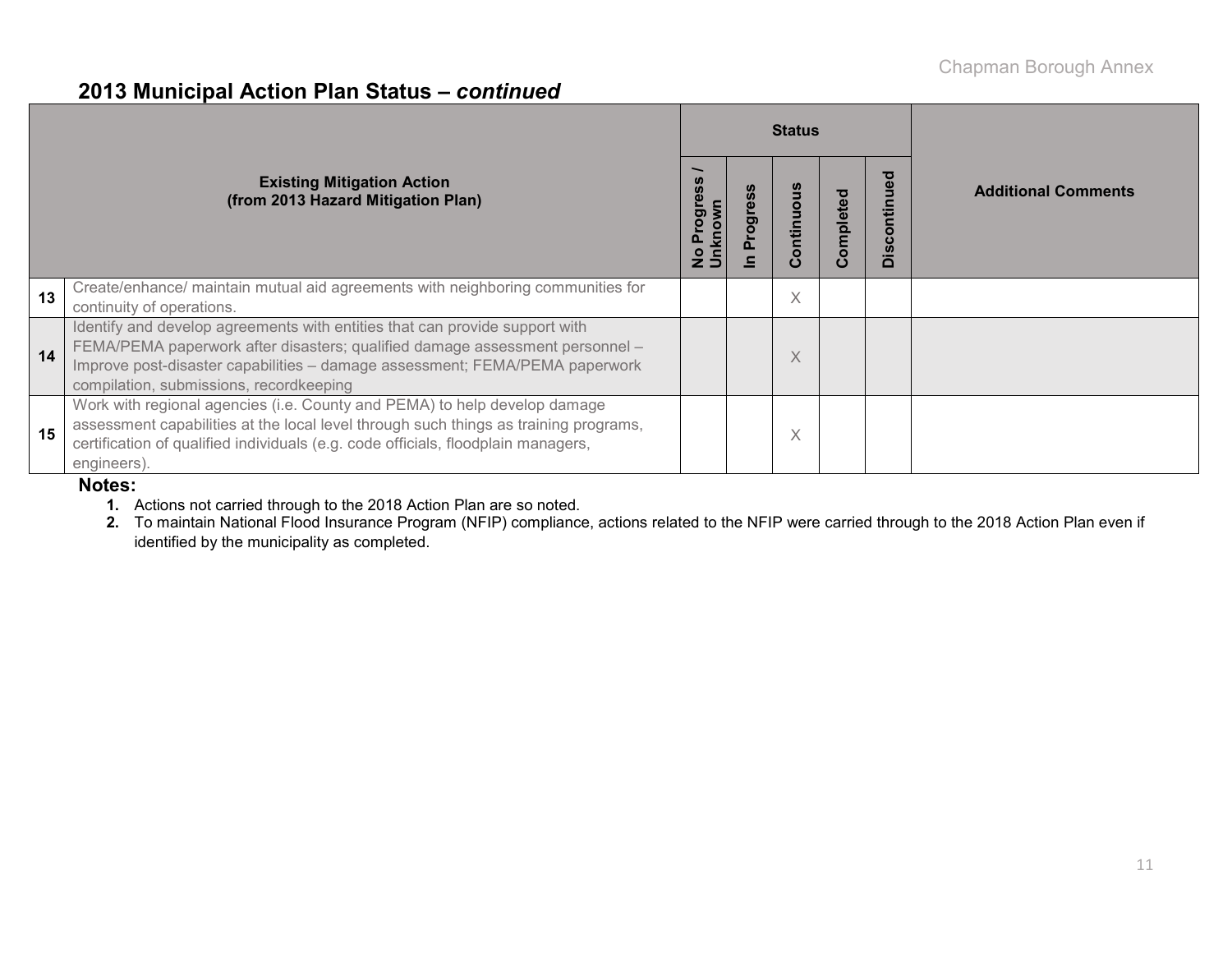## 2013 Municipal Action Plan Status – *continued*

| | Existing Mitigation Action (from 2013 Hazard Mitigation Plan) | Status | | | | | Additional Comments |
|---|---|---|---|---|---|---|---|
| | | No Progress / Unknown | In Progress | Continuous | Completed | Discontinued | |
| 13 | Create/enhance/ maintain mutual aid agreements with neighboring communities for continuity of operations. | | | X | | | |
| 14 | Identify and develop agreements with entities that can provide support with FEMA/PEMA paperwork after disasters; qualified damage assessment personnel – Improve post-disaster capabilities – damage assessment; FEMA/PEMA paperwork compilation, submissions, recordkeeping | | | X | | | |
| 15 | Work with regional agencies (i.e. County and PEMA) to help develop damage assessment capabilities at the local level through such things as training programs, certification of qualified individuals (e.g. code officials, floodplain managers, engineers). | | | X | | | |

**Notes:**

1. Actions not carried through to the 2018 Action Plan are so noted.
2. To maintain National Flood Insurance Program (NFIP) compliance, actions related to the NFIP were carried through to the 2018 Action Plan even if identified by the municipality as completed.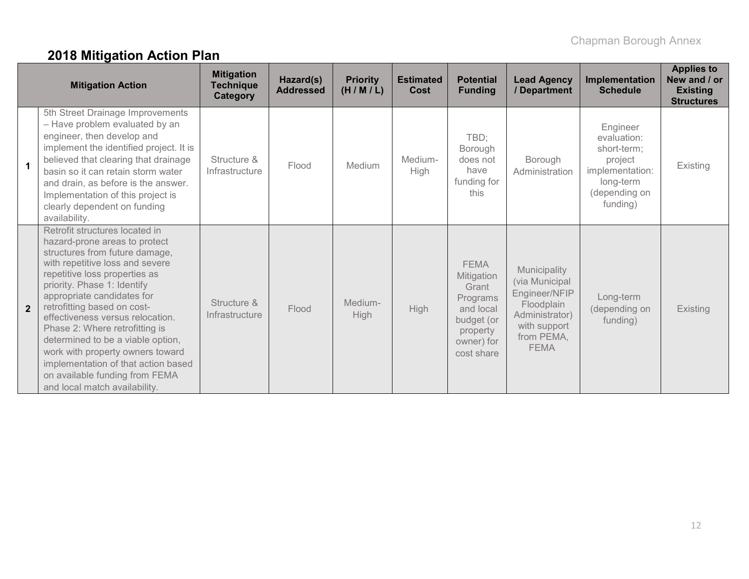## 2018 Mitigation Action Plan

| | Mitigation Action | Mitigation Technique Category | Hazard(s) Addressed | Priority (H / M / L) | Estimated Cost | Potential Funding | Lead Agency / Department | Implementation Schedule | Applies to New and / or Existing Structures |
|---|---|---|---|---|---|---|---|---|---|
| **1** | 5th Street Drainage Improvements – Have problem evaluated by an engineer, then develop and implement the identified project. It is believed that clearing that drainage basin so it can retain storm water and drain, as before is the answer. Implementation of this project is clearly dependent on funding availability. | Structure & Infrastructure | Flood | Medium | Medium-High | TBD; Borough does not have funding for this | Borough Administration | Engineer evaluation: short-term; project implementation: long-term (depending on funding) | Existing |
| **2** | Retrofit structures located in hazard-prone areas to protect structures from future damage, with repetitive loss and severe repetitive loss properties as priority. Phase 1: Identify appropriate candidates for retrofitting based on cost-effectiveness versus relocation. Phase 2: Where retrofitting is determined to be a viable option, work with property owners toward implementation of that action based on available funding from FEMA and local match availability. | Structure & Infrastructure | Flood | Medium-High | High | FEMA Mitigation Grant Programs and local budget (or property owner) for cost share | Municipality (via Municipal Engineer/NFIP Floodplain Administrator) with support from PEMA, FEMA | Long-term (depending on funding) | Existing |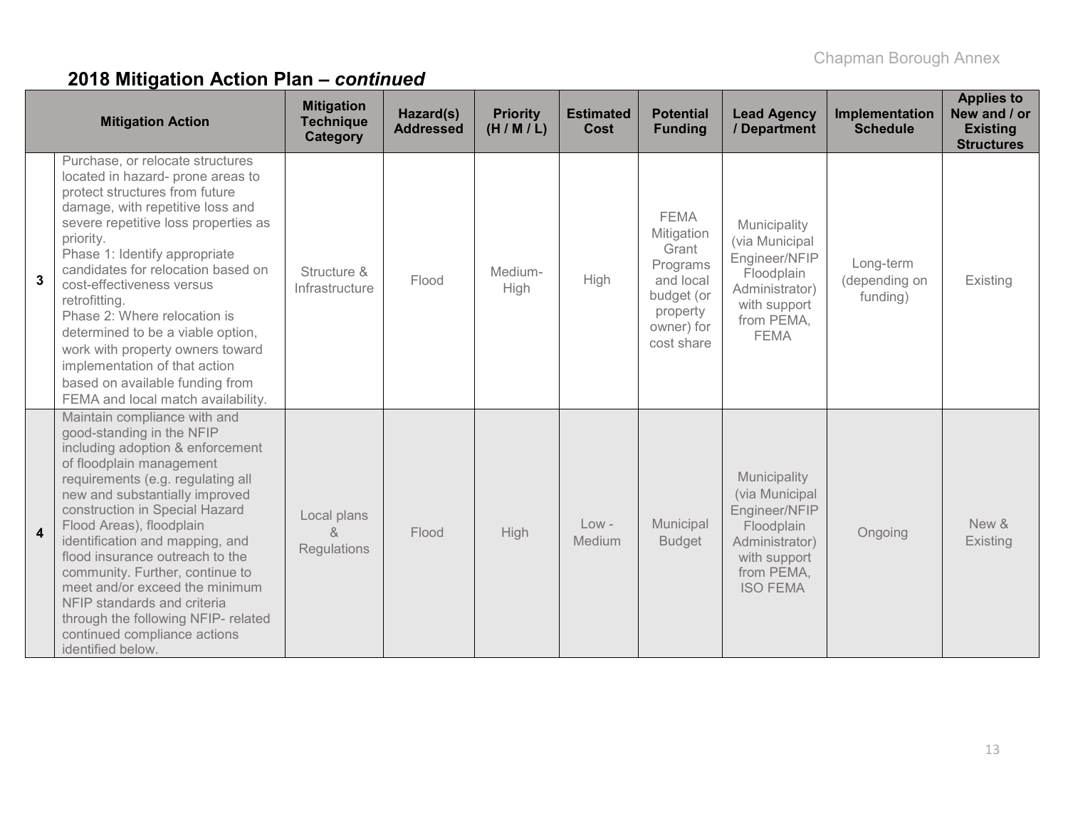## 2018 Mitigation Action Plan – *continued*

| | Mitigation Action | Mitigation Technique Category | Hazard(s) Addressed | Priority (H / M / L) | Estimated Cost | Potential Funding | Lead Agency / Department | Implementation Schedule | Applies to New and / or Existing Structures |
|---|---|---|---|---|---|---|---|---|---|
| **3** | Purchase, or relocate structures located in hazard- prone areas to protect structures from future damage, with repetitive loss and severe repetitive loss properties as priority. Phase 1: Identify appropriate candidates for relocation based on cost-effectiveness versus retrofitting. Phase 2: Where relocation is determined to be a viable option, work with property owners toward implementation of that action based on available funding from FEMA and local match availability. | Structure & Infrastructure | Flood | Medium-High | High | FEMA Mitigation Grant Programs and local budget (or property owner) for cost share | Municipality (via Municipal Engineer/NFIP Floodplain Administrator) with support from PEMA, FEMA | Long-term (depending on funding) | Existing |
| **4** | Maintain compliance with and good-standing in the NFIP including adoption & enforcement of floodplain management requirements (e.g. regulating all new and substantially improved construction in Special Hazard Flood Areas), floodplain identification and mapping, and flood insurance outreach to the community. Further, continue to meet and/or exceed the minimum NFIP standards and criteria through the following NFIP- related continued compliance actions identified below. | Local plans & Regulations | Flood | High | Low - Medium | Municipal Budget | Municipality (via Municipal Engineer/NFIP Floodplain Administrator) with support from PEMA, ISO FEMA | Ongoing | New & Existing |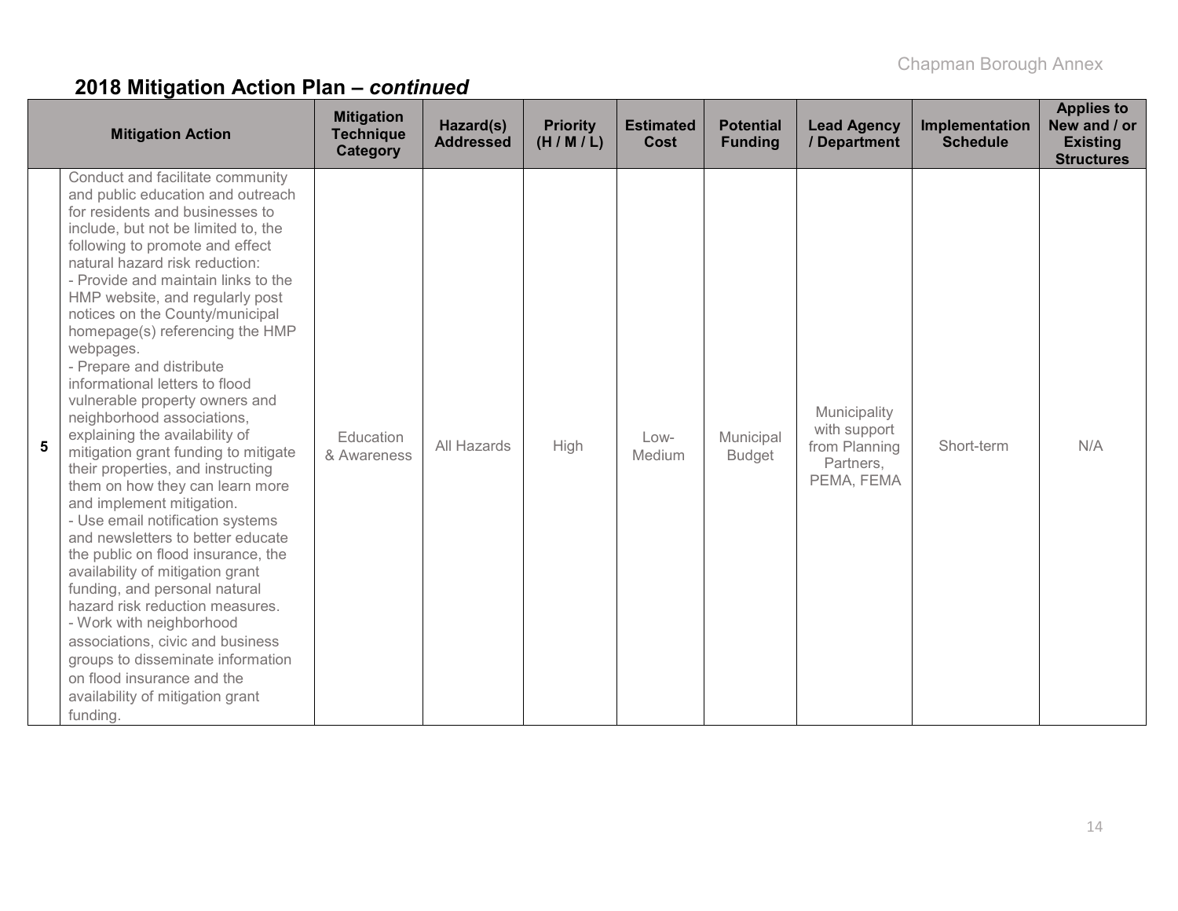## 2018 Mitigation Action Plan – *continued*

| | Mitigation Action | Mitigation Technique Category | Hazard(s) Addressed | Priority (H / M / L) | Estimated Cost | Potential Funding | Lead Agency / Department | Implementation Schedule | Applies to New and / or Existing Structures |
|---|---|---|---|---|---|---|---|---|---|
| 5 | Conduct and facilitate community and public education and outreach for residents and businesses to include, but not be limited to, the following to promote and effect natural hazard risk reduction:<br>- Provide and maintain links to the HMP website, and regularly post notices on the County/municipal homepage(s) referencing the HMP webpages.<br>- Prepare and distribute informational letters to flood vulnerable property owners and neighborhood associations, explaining the availability of mitigation grant funding to mitigate their properties, and instructing them on how they can learn more and implement mitigation.<br>- Use email notification systems and newsletters to better educate the public on flood insurance, the availability of mitigation grant funding, and personal natural hazard risk reduction measures.<br>- Work with neighborhood associations, civic and business groups to disseminate information on flood insurance and the availability of mitigation grant funding. | Education & Awareness | All Hazards | High | Low-Medium | Municipal Budget | Municipality with support from Planning Partners, PEMA, FEMA | Short-term | N/A |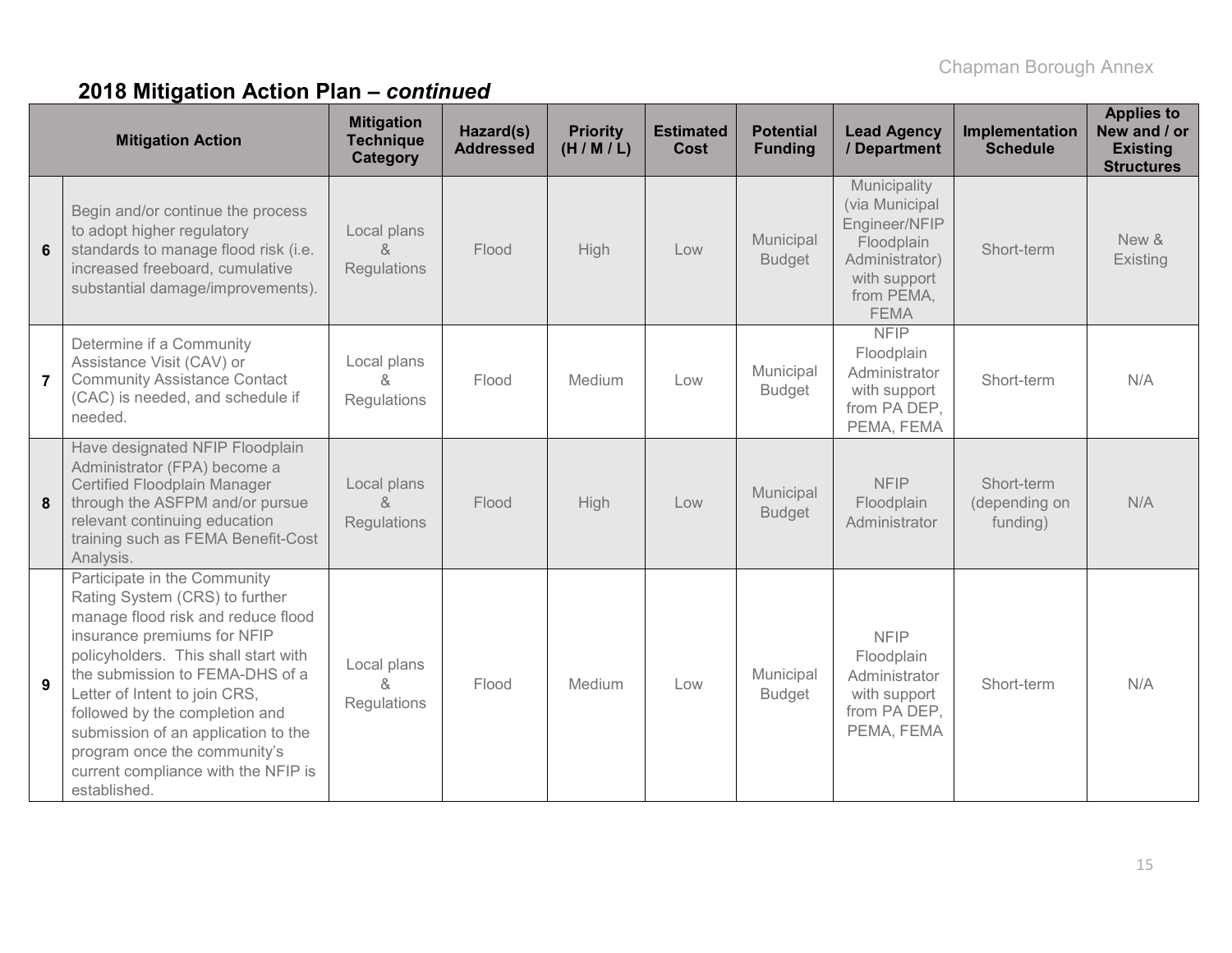## 2018 Mitigation Action Plan – *continued*

| | Mitigation Action | Mitigation Technique Category | Hazard(s) Addressed | Priority (H / M / L) | Estimated Cost | Potential Funding | Lead Agency / Department | Implementation Schedule | Applies to New and / or Existing Structures |
|---|---|---|---|---|---|---|---|---|---|
| 6 | Begin and/or continue the process to adopt higher regulatory standards to manage flood risk (i.e. increased freeboard, cumulative substantial damage/improvements). | Local plans & Regulations | Flood | High | Low | Municipal Budget | Municipality (via Municipal Engineer/NFIP Floodplain Administrator) with support from PEMA, FEMA | Short-term | New & Existing |
| 7 | Determine if a Community Assistance Visit (CAV) or Community Assistance Contact (CAC) is needed, and schedule if needed. | Local plans & Regulations | Flood | Medium | Low | Municipal Budget | NFIP Floodplain Administrator with support from PA DEP, PEMA, FEMA | Short-term | N/A |
| 8 | Have designated NFIP Floodplain Administrator (FPA) become a Certified Floodplain Manager through the ASFPM and/or pursue relevant continuing education training such as FEMA Benefit-Cost Analysis. | Local plans & Regulations | Flood | High | Low | Municipal Budget | NFIP Floodplain Administrator | Short-term (depending on funding) | N/A |
| 9 | Participate in the Community Rating System (CRS) to further manage flood risk and reduce flood insurance premiums for NFIP policyholders. This shall start with the submission to FEMA-DHS of a Letter of Intent to join CRS, followed by the completion and submission of an application to the program once the community's current compliance with the NFIP is established. | Local plans & Regulations | Flood | Medium | Low | Municipal Budget | NFIP Floodplain Administrator with support from PA DEP, PEMA, FEMA | Short-term | N/A |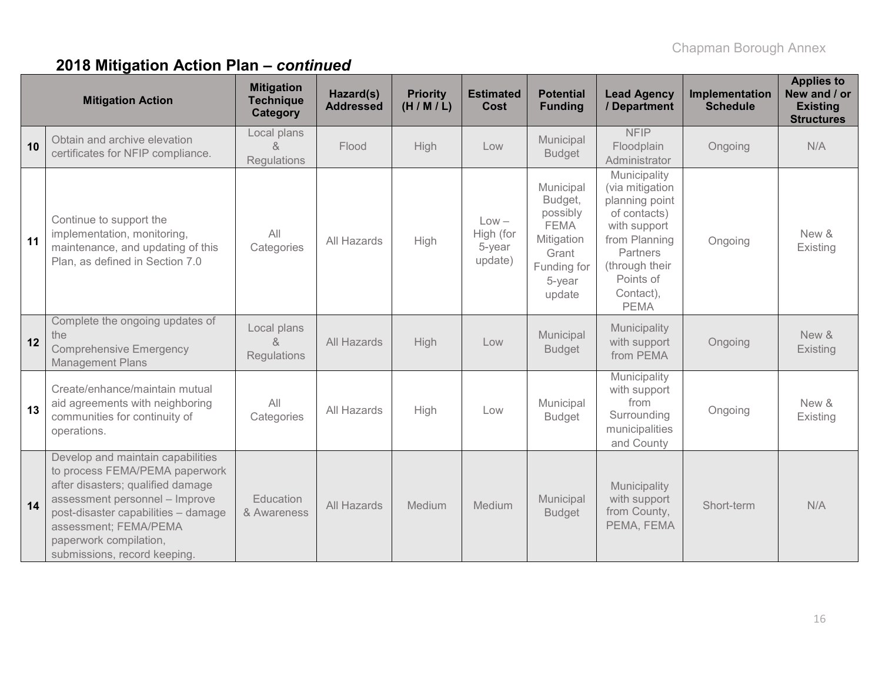## 2018 Mitigation Action Plan – *continued*

| | Mitigation Action | Mitigation Technique Category | Hazard(s) Addressed | Priority (H / M / L) | Estimated Cost | Potential Funding | Lead Agency / Department | Implementation Schedule | Applies to New and / or Existing Structures |
|---|---|---|---|---|---|---|---|---|---|
| 10 | Obtain and archive elevation certificates for NFIP compliance. | Local plans & Regulations | Flood | High | Low | Municipal Budget | NFIP Floodplain Administrator | Ongoing | N/A |
| 11 | Continue to support the implementation, monitoring, maintenance, and updating of this Plan, as defined in Section 7.0 | All Categories | All Hazards | High | Low – High (for 5-year update) | Municipal Budget, possibly FEMA Mitigation Grant Funding for 5-year update | Municipality (via mitigation planning point of contacts) with support from Planning Partners (through their Points of Contact), PEMA | Ongoing | New & Existing |
| 12 | Complete the ongoing updates of the Comprehensive Emergency Management Plans | Local plans & Regulations | All Hazards | High | Low | Municipal Budget | Municipality with support from PEMA | Ongoing | New & Existing |
| 13 | Create/enhance/maintain mutual aid agreements with neighboring communities for continuity of operations. | All Categories | All Hazards | High | Low | Municipal Budget | Municipality with support from Surrounding municipalities and County | Ongoing | New & Existing |
| 14 | Develop and maintain capabilities to process FEMA/PEMA paperwork after disasters; qualified damage assessment personnel – Improve post-disaster capabilities – damage assessment; FEMA/PEMA paperwork compilation, submissions, record keeping. | Education & Awareness | All Hazards | Medium | Medium | Municipal Budget | Municipality with support from County, PEMA, FEMA | Short-term | N/A |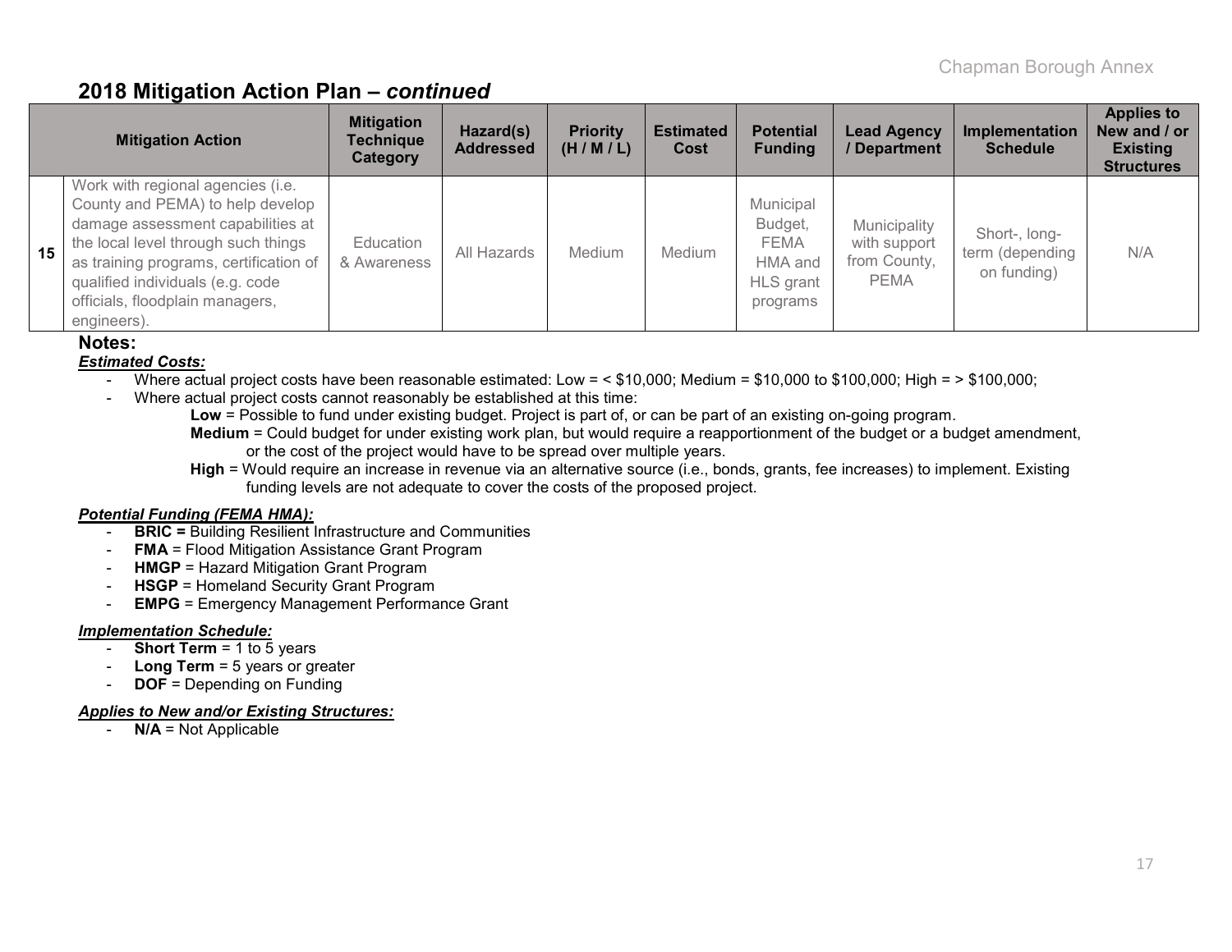## 2018 Mitigation Action Plan – *continued*

| | Mitigation Action | Mitigation Technique Category | Hazard(s) Addressed | Priority (H / M / L) | Estimated Cost | Potential Funding | Lead Agency / Department | Implementation Schedule | Applies to New and / or Existing Structures |
|---|---|---|---|---|---|---|---|---|---|
| 15 | Work with regional agencies (i.e. County and PEMA) to help develop damage assessment capabilities at the local level through such things as training programs, certification of qualified individuals (e.g. code officials, floodplain managers, engineers). | Education & Awareness | All Hazards | Medium | Medium | Municipal Budget, FEMA HMA and HLS grant programs | Municipality with support from County, PEMA | Short-, long-term (depending on funding) | N/A |

**Notes:**

***Estimated Costs:***

- Where actual project costs have been reasonable estimated: Low = < $10,000; Medium = $10,000 to $100,000; High = > $100,000;
- Where actual project costs cannot reasonably be established at this time:
  - **Low** = Possible to fund under existing budget. Project is part of, or can be part of an existing on-going program.
  - **Medium** = Could budget for under existing work plan, but would require a reapportionment of the budget or a budget amendment, or the cost of the project would have to be spread over multiple years.
  - **High** = Would require an increase in revenue via an alternative source (i.e., bonds, grants, fee increases) to implement. Existing funding levels are not adequate to cover the costs of the proposed project.

***Potential Funding (FEMA HMA):***

- **BRIC =** Building Resilient Infrastructure and Communities
- **FMA** = Flood Mitigation Assistance Grant Program
- **HMGP** = Hazard Mitigation Grant Program
- **HSGP** = Homeland Security Grant Program
- **EMPG** = Emergency Management Performance Grant

***Implementation Schedule:***

- **Short Term** = 1 to 5 years
- **Long Term** = 5 years or greater
- **DOF** = Depending on Funding

***Applies to New and/or Existing Structures:***

- **N/A** = Not Applicable